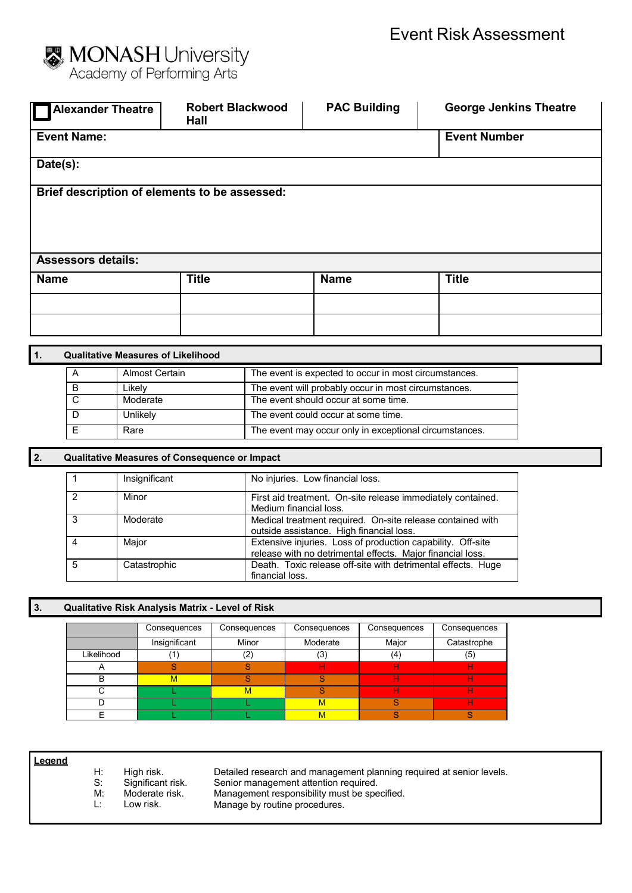MONASH University
Academy of Performing Arts

# Event Risk Assessment

| ☐ Alexander Theatre | Robert Blackwood Hall | PAC Building | George Jenkins Theatre |
|---|---|---|---|
| **Event Name:** | | | **Event Number** |
| **Date(s):** | | | |
| **Brief description of elements to be assessed:** | | | |
| **Assessors details:** | | | |
| **Name** | **Title** | **Name** | **Title** |
| | | | |
| | | | |

## 1. Qualitative Measures of Likelihood

| | | |
|---|---|---|
| A | Almost Certain | The event is expected to occur in most circumstances. |
| B | Likely | The event will probably occur in most circumstances. |
| C | Moderate | The event should occur at some time. |
| D | Unlikely | The event could occur at some time. |
| E | Rare | The event may occur only in exceptional circumstances. |

## 2. Qualitative Measures of Consequence or Impact

| | | |
|---|---|---|
| 1 | Insignificant | No injuries. Low financial loss. |
| 2 | Minor | First aid treatment. On-site release immediately contained. Medium financial loss. |
| 3 | Moderate | Medical treatment required. On-site release contained with outside assistance. High financial loss. |
| 4 | Major | Extensive injuries. Loss of production capability. Off-site release with no detrimental effects. Major financial loss. |
| 5 | Catastrophic | Death. Toxic release off-site with detrimental effects. Huge financial loss. |

## 3. Qualitative Risk Analysis Matrix - Level of Risk

| | Consequences | Consequences | Consequences | Consequences | Consequences |
|---|---|---|---|---|---|
| | Insignificant | Minor | Moderate | Major | Catastrophe |
| Likelihood | (1) | (2) | (3) | (4) | (5) |
| A | S | S | H | H | H |
| B | M | S | S | H | H |
| C | L | M | S | H | H |
| D | L | L | M | S | H |
| E | L | L | M | S | S |

**Legend**

| | | |
|---|---|---|
| H: | High risk. | Detailed research and management planning required at senior levels. |
| S: | Significant risk. | Senior management attention required. |
| M: | Moderate risk. | Management responsibility must be specified. |
| L: | Low risk. | Manage by routine procedures. |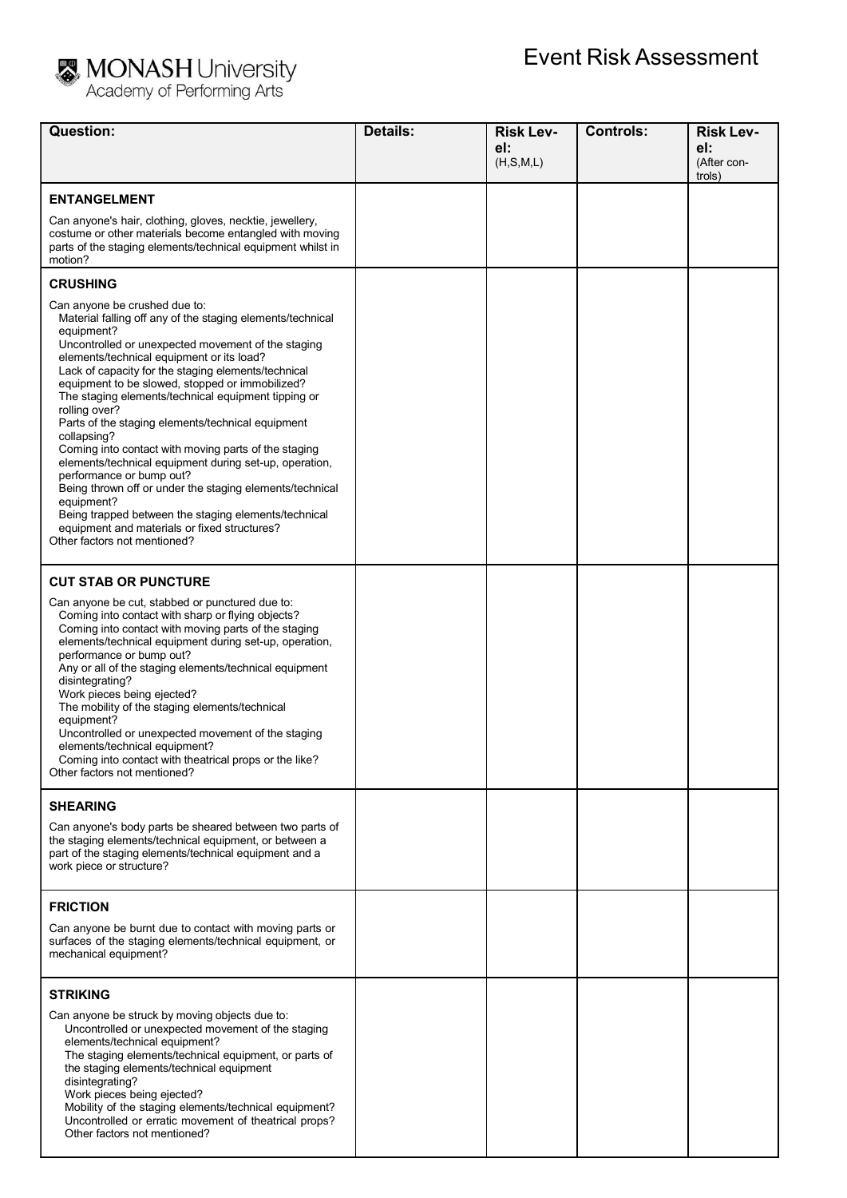# Event Risk Assessment

MONASH University
Academy of Performing Arts

| Question: | Details: | Risk Level: (H,S,M,L) | Controls: | Risk Level: (After controls) |
|---|---|---|---|---|
| **ENTANGELMENT**<br><br>Can anyone's hair, clothing, gloves, necktie, jewellery, costume or other materials become entangled with moving parts of the staging elements/technical equipment whilst in motion? | | | | |
| **CRUSHING**<br><br>Can anyone be crushed due to:<br>Material falling off any of the staging elements/technical equipment?<br>Uncontrolled or unexpected movement of the staging elements/technical equipment or its load?<br>Lack of capacity for the staging elements/technical equipment to be slowed, stopped or immobilized?<br>The staging elements/technical equipment tipping or rolling over?<br>Parts of the staging elements/technical equipment collapsing?<br>Coming into contact with moving parts of the staging elements/technical equipment during set-up, operation, performance or bump out?<br>Being thrown off or under the staging elements/technical equipment?<br>Being trapped between the staging elements/technical equipment and materials or fixed structures?<br>Other factors not mentioned? | | | | |
| **CUT STAB OR PUNCTURE**<br><br>Can anyone be cut, stabbed or punctured due to:<br>Coming into contact with sharp or flying objects?<br>Coming into contact with moving parts of the staging elements/technical equipment during set-up, operation, performance or bump out?<br>Any or all of the staging elements/technical equipment disintegrating?<br>Work pieces being ejected?<br>The mobility of the staging elements/technical equipment?<br>Uncontrolled or unexpected movement of the staging elements/technical equipment?<br>Coming into contact with theatrical props or the like?<br>Other factors not mentioned? | | | | |
| **SHEARING**<br><br>Can anyone's body parts be sheared between two parts of the staging elements/technical equipment, or between a part of the staging elements/technical equipment and a work piece or structure? | | | | |
| **FRICTION**<br><br>Can anyone be burnt due to contact with moving parts or surfaces of the staging elements/technical equipment, or mechanical equipment? | | | | |
| **STRIKING**<br><br>Can anyone be struck by moving objects due to:<br>Uncontrolled or unexpected movement of the staging elements/technical equipment?<br>The staging elements/technical equipment, or parts of the staging elements/technical equipment disintegrating?<br>Work pieces being ejected?<br>Mobility of the staging elements/technical equipment?<br>Uncontrolled or erratic movement of theatrical props?<br>Other factors not mentioned? | | | | |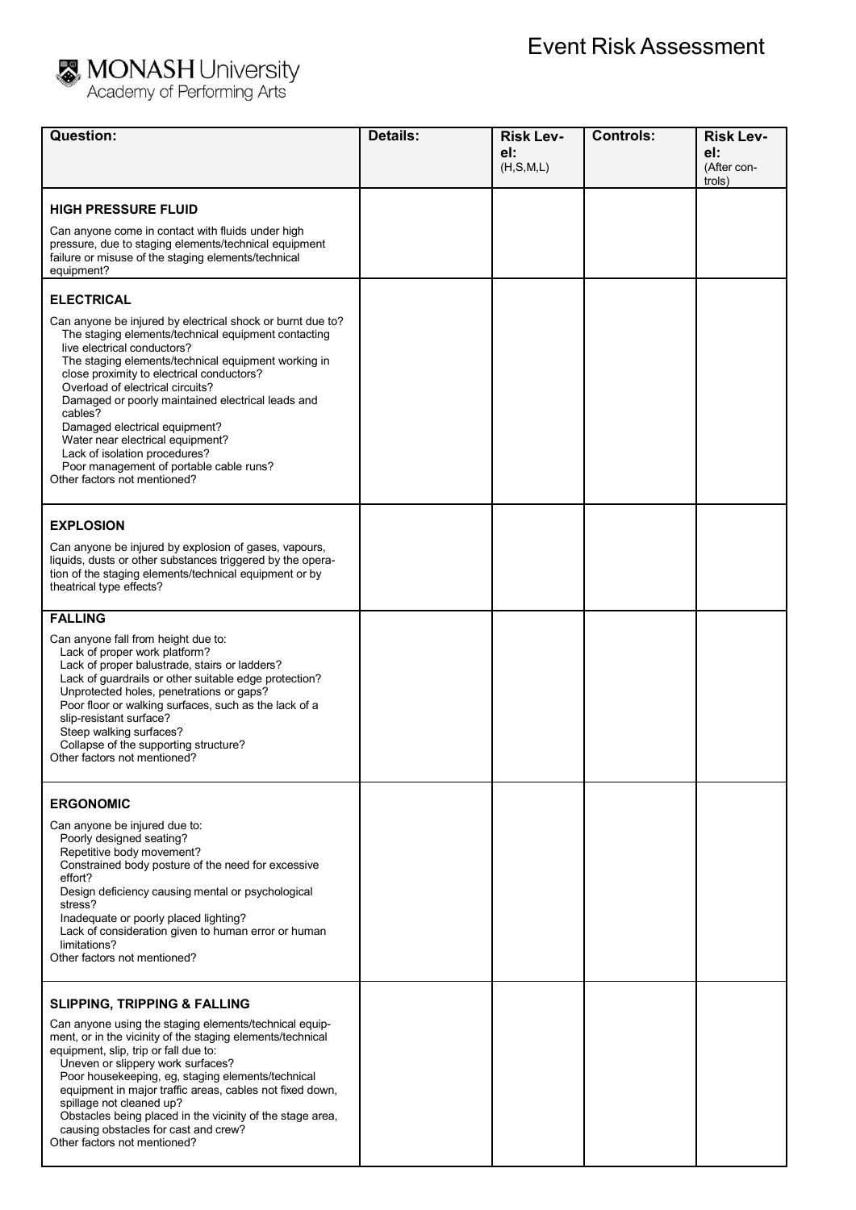# Event Risk Assessment

MONASH University
Academy of Performing Arts

| Question: | Details: | Risk Level: (H,S,M,L) | Controls: | Risk Level: (After controls) |
|---|---|---|---|---|
| **HIGH PRESSURE FLUID**<br><br>Can anyone come in contact with fluids under high pressure, due to staging elements/technical equipment failure or misuse of the staging elements/technical equipment? | | | | |
| **ELECTRICAL**<br><br>Can anyone be injured by electrical shock or burnt due to?<br>The staging elements/technical equipment contacting live electrical conductors?<br>The staging elements/technical equipment working in close proximity to electrical conductors?<br>Overload of electrical circuits?<br>Damaged or poorly maintained electrical leads and cables?<br>Damaged electrical equipment?<br>Water near electrical equipment?<br>Lack of isolation procedures?<br>Poor management of portable cable runs?<br>Other factors not mentioned? | | | | |
| **EXPLOSION**<br><br>Can anyone be injured by explosion of gases, vapours, liquids, dusts or other substances triggered by the operation of the staging elements/technical equipment or by theatrical type effects? | | | | |
| **FALLING**<br><br>Can anyone fall from height due to:<br>Lack of proper work platform?<br>Lack of proper balustrade, stairs or ladders?<br>Lack of guardrails or other suitable edge protection?<br>Unprotected holes, penetrations or gaps?<br>Poor floor or walking surfaces, such as the lack of a slip-resistant surface?<br>Steep walking surfaces?<br>Collapse of the supporting structure?<br>Other factors not mentioned? | | | | |
| **ERGONOMIC**<br><br>Can anyone be injured due to:<br>Poorly designed seating?<br>Repetitive body movement?<br>Constrained body posture of the need for excessive effort?<br>Design deficiency causing mental or psychological stress?<br>Inadequate or poorly placed lighting?<br>Lack of consideration given to human error or human limitations?<br>Other factors not mentioned? | | | | |
| **SLIPPING, TRIPPING & FALLING**<br><br>Can anyone using the staging elements/technical equipment, or in the vicinity of the staging elements/technical equipment, slip, trip or fall due to:<br>Uneven or slippery work surfaces?<br>Poor housekeeping, eg, staging elements/technical equipment in major traffic areas, cables not fixed down, spillage not cleaned up?<br>Obstacles being placed in the vicinity of the stage area, causing obstacles for cast and crew?<br>Other factors not mentioned? | | | | |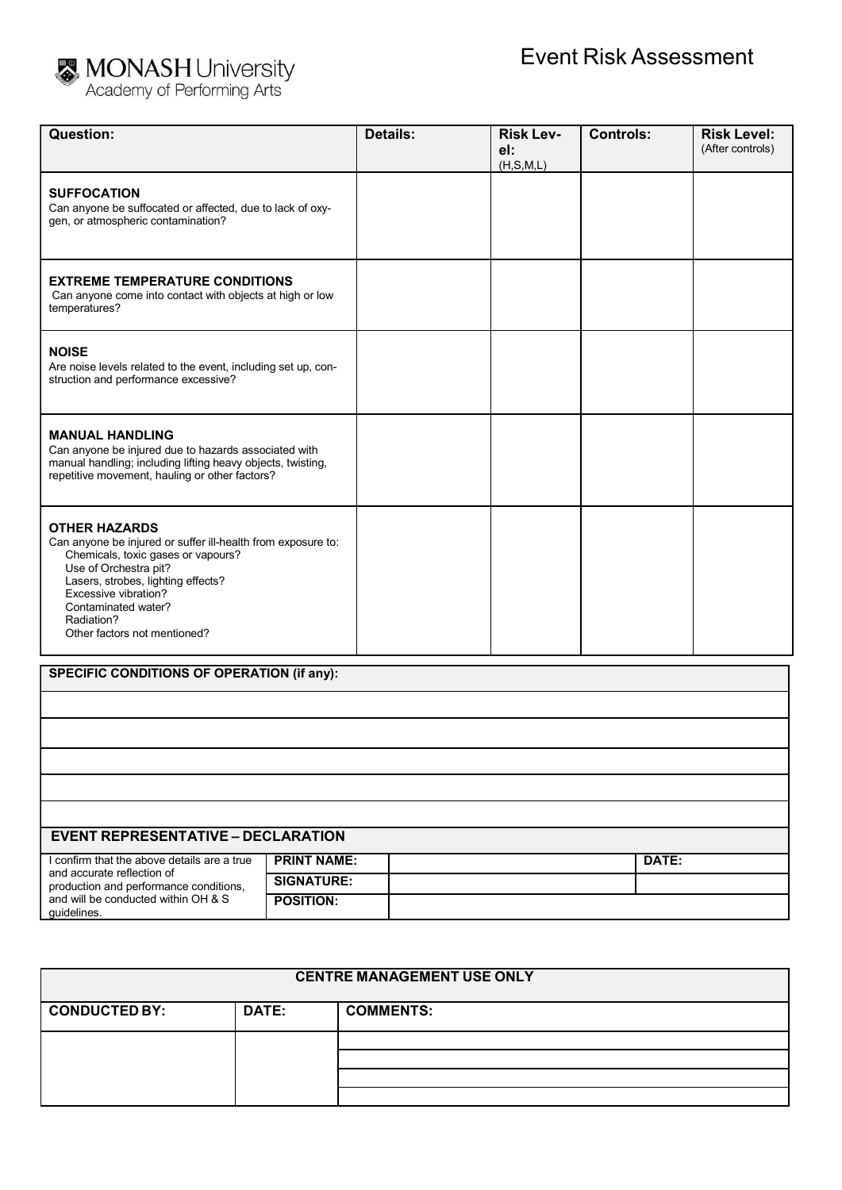MONASH University
Academy of Performing Arts

# Event Risk Assessment

| Question: | Details: | Risk Level: (H,S,M,L) | Controls: | Risk Level: (After controls) |
| --- | --- | --- | --- | --- |
| **SUFFOCATION** Can anyone be suffocated or affected, due to lack of oxygen, or atmospheric contamination? | | | | |
| **EXTREME TEMPERATURE CONDITIONS** Can anyone come into contact with objects at high or low temperatures? | | | | |
| **NOISE** Are noise levels related to the event, including set up, construction and performance excessive? | | | | |
| **MANUAL HANDLING** Can anyone be injured due to hazards associated with manual handling; including lifting heavy objects, twisting, repetitive movement, hauling or other factors? | | | | |
| **OTHER HAZARDS** Can anyone be injured or suffer ill-health from exposure to: Chemicals, toxic gases or vapours? Use of Orchestra pit? Lasers, strobes, lighting effects? Excessive vibration? Contaminated water? Radiation? Other factors not mentioned? | | | | |

| SPECIFIC CONDITIONS OF OPERATION (if any): |
| --- |
| |
| |
| |
| |
| |

**EVENT REPRESENTATIVE – DECLARATION**

| | | | | |
| --- | --- | --- | --- | --- |
| I confirm that the above details are a true and accurate reflection of production and performance conditions, and will be conducted within OH & S guidelines. | **PRINT NAME:** | | **DATE:** | |
| | **SIGNATURE:** | | | |
| | **POSITION:** | | | |

**CENTRE MANAGEMENT USE ONLY**

| CONDUCTED BY: | DATE: | COMMENTS: |
| --- | --- | --- |
| | | |
| | | |
| | | |
| | | |